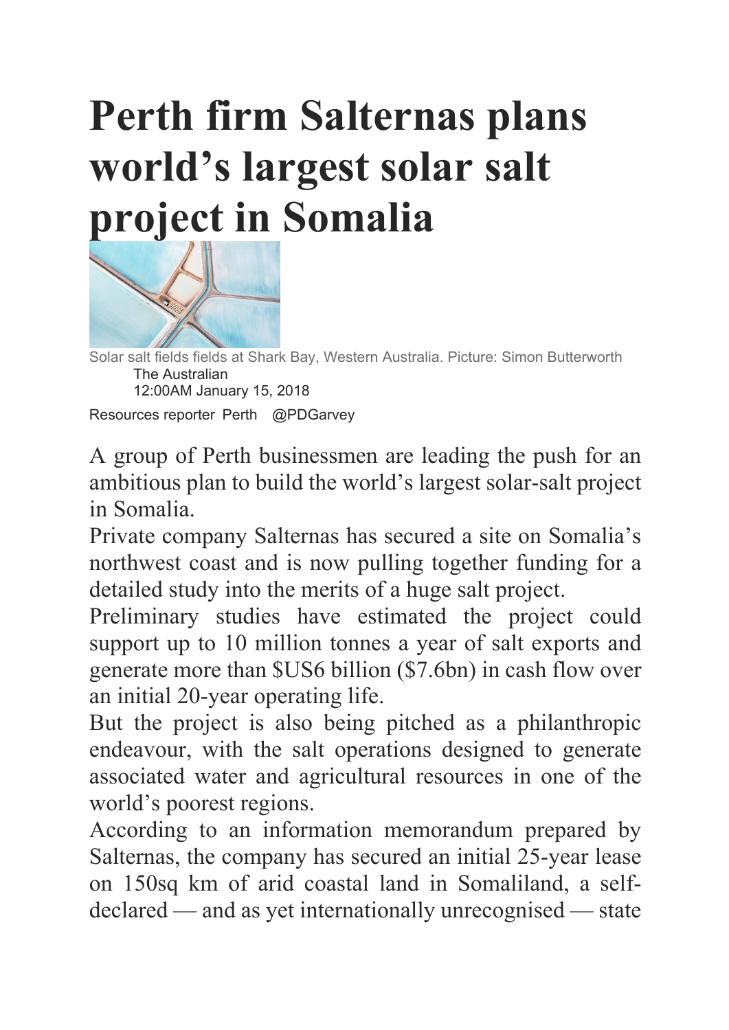# Perth firm Salternas plans world's largest solar salt project in Somalia

Solar salt fields fields at Shark Bay, Western Australia. Picture: Simon Butterworth

The Australian
12:00AM January 15, 2018

Resources reporter Perth @PDGarvey

A group of Perth businessmen are leading the push for an ambitious plan to build the world's largest solar-salt project in Somalia.

Private company Salternas has secured a site on Somalia's northwest coast and is now pulling together funding for a detailed study into the merits of a huge salt project.

Preliminary studies have estimated the project could support up to 10 million tonnes a year of salt exports and generate more than $US6 billion ($7.6bn) in cash flow over an initial 20-year operating life.

But the project is also being pitched as a philanthropic endeavour, with the salt operations designed to generate associated water and agricultural resources in one of the world's poorest regions.

According to an information memorandum prepared by Salternas, the company has secured an initial 25-year lease on 150sq km of arid coastal land in Somaliland, a self-declared — and as yet internationally unrecognised — state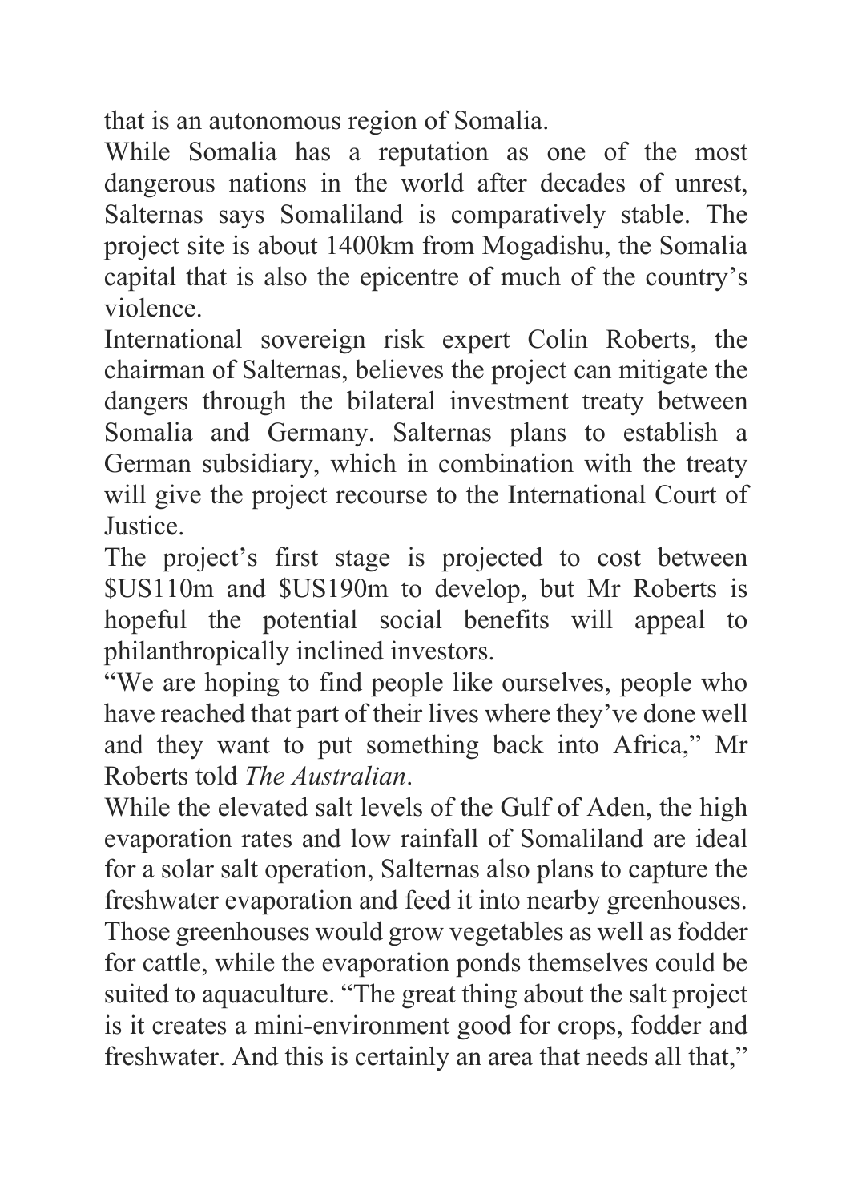that is an autonomous region of Somalia.

While Somalia has a reputation as one of the most dangerous nations in the world after decades of unrest, Salternas says Somaliland is comparatively stable. The project site is about 1400km from Mogadishu, the Somalia capital that is also the epicentre of much of the country's violence.

International sovereign risk expert Colin Roberts, the chairman of Salternas, believes the project can mitigate the dangers through the bilateral investment treaty between Somalia and Germany. Salternas plans to establish a German subsidiary, which in combination with the treaty will give the project recourse to the International Court of Justice.

The project's first stage is projected to cost between $US110m and $US190m to develop, but Mr Roberts is hopeful the potential social benefits will appeal to philanthropically inclined investors.

"We are hoping to find people like ourselves, people who have reached that part of their lives where they've done well and they want to put something back into Africa," Mr Roberts told *The Australian*.

While the elevated salt levels of the Gulf of Aden, the high evaporation rates and low rainfall of Somaliland are ideal for a solar salt operation, Salternas also plans to capture the freshwater evaporation and feed it into nearby greenhouses. Those greenhouses would grow vegetables as well as fodder for cattle, while the evaporation ponds themselves could be suited to aquaculture. "The great thing about the salt project is it creates a mini-environment good for crops, fodder and freshwater. And this is certainly an area that needs all that,"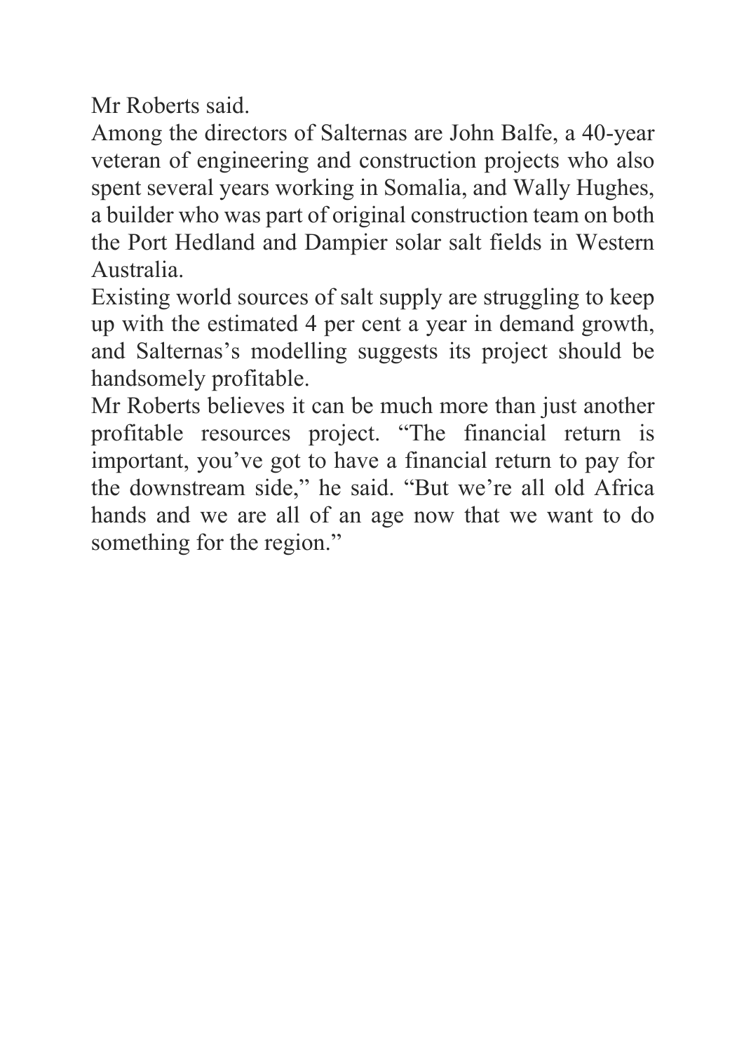Mr Roberts said.

Among the directors of Salternas are John Balfe, a 40-year veteran of engineering and construction projects who also spent several years working in Somalia, and Wally Hughes, a builder who was part of original construction team on both the Port Hedland and Dampier solar salt fields in Western Australia.

Existing world sources of salt supply are struggling to keep up with the estimated 4 per cent a year in demand growth, and Salternas's modelling suggests its project should be handsomely profitable.

Mr Roberts believes it can be much more than just another profitable resources project. "The financial return is important, you've got to have a financial return to pay for the downstream side," he said. "But we're all old Africa hands and we are all of an age now that we want to do something for the region."